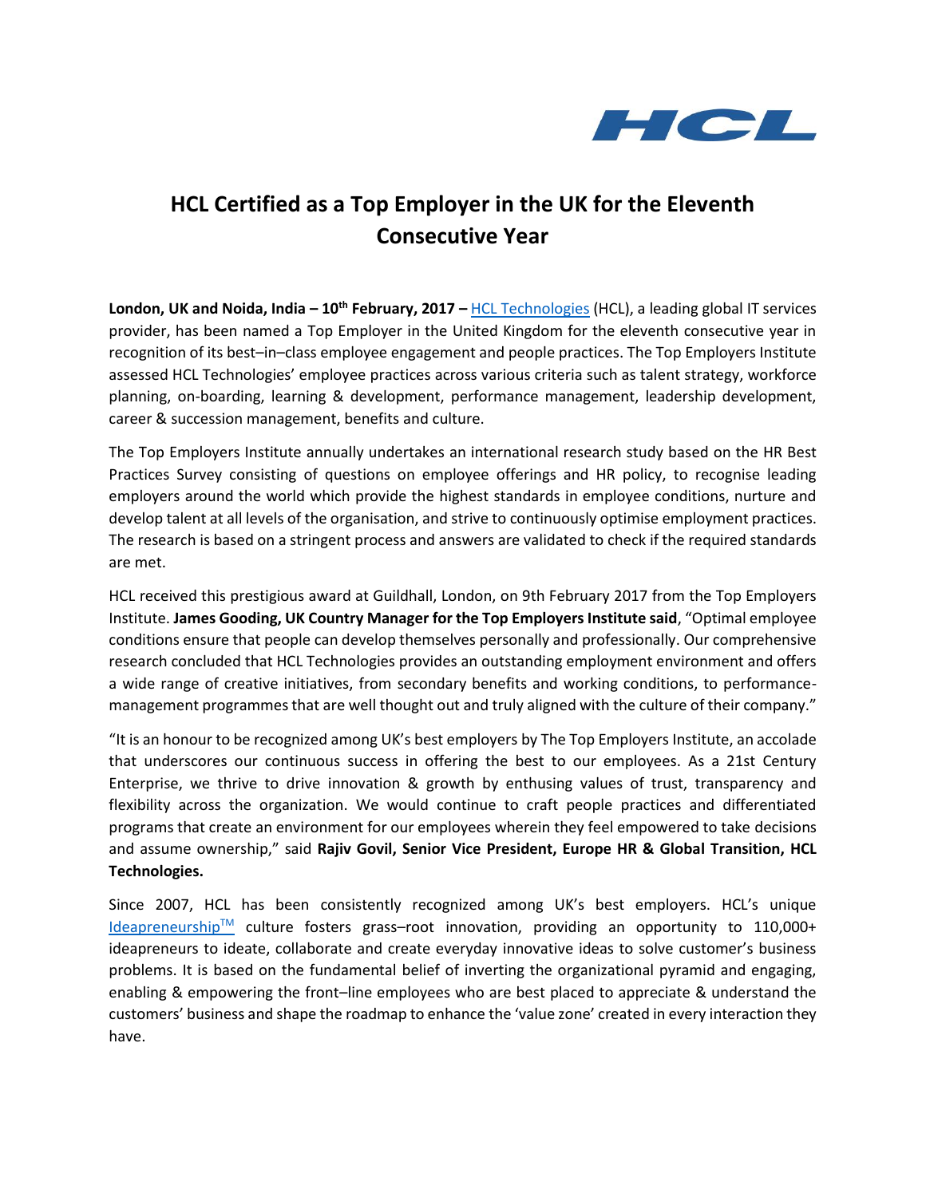# HCL Certified as a Top Employer in the UK for the Eleventh Consecutive Year

**London, UK and Noida, India – 10th February, 2017 –** HCL Technologies (HCL), a leading global IT services provider, has been named a Top Employer in the United Kingdom for the eleventh consecutive year in recognition of its best–in–class employee engagement and people practices. The Top Employers Institute assessed HCL Technologies' employee practices across various criteria such as talent strategy, workforce planning, on-boarding, learning & development, performance management, leadership development, career & succession management, benefits and culture.

The Top Employers Institute annually undertakes an international research study based on the HR Best Practices Survey consisting of questions on employee offerings and HR policy, to recognise leading employers around the world which provide the highest standards in employee conditions, nurture and develop talent at all levels of the organisation, and strive to continuously optimise employment practices. The research is based on a stringent process and answers are validated to check if the required standards are met.

HCL received this prestigious award at Guildhall, London, on 9th February 2017 from the Top Employers Institute. **James Gooding, UK Country Manager for the Top Employers Institute said**, "Optimal employee conditions ensure that people can develop themselves personally and professionally. Our comprehensive research concluded that HCL Technologies provides an outstanding employment environment and offers a wide range of creative initiatives, from secondary benefits and working conditions, to performance-management programmes that are well thought out and truly aligned with the culture of their company."

"It is an honour to be recognized among UK's best employers by The Top Employers Institute, an accolade that underscores our continuous success in offering the best to our employees. As a 21st Century Enterprise, we thrive to drive innovation & growth by enthusing values of trust, transparency and flexibility across the organization. We would continue to craft people practices and differentiated programs that create an environment for our employees wherein they feel empowered to take decisions and assume ownership," said **Rajiv Govil, Senior Vice President, Europe HR & Global Transition, HCL Technologies.**

Since 2007, HCL has been consistently recognized among UK's best employers. HCL's unique Ideapreneurship™ culture fosters grass–root innovation, providing an opportunity to 110,000+ ideapreneurs to ideate, collaborate and create everyday innovative ideas to solve customer's business problems. It is based on the fundamental belief of inverting the organizational pyramid and engaging, enabling & empowering the front–line employees who are best placed to appreciate & understand the customers' business and shape the roadmap to enhance the 'value zone' created in every interaction they have.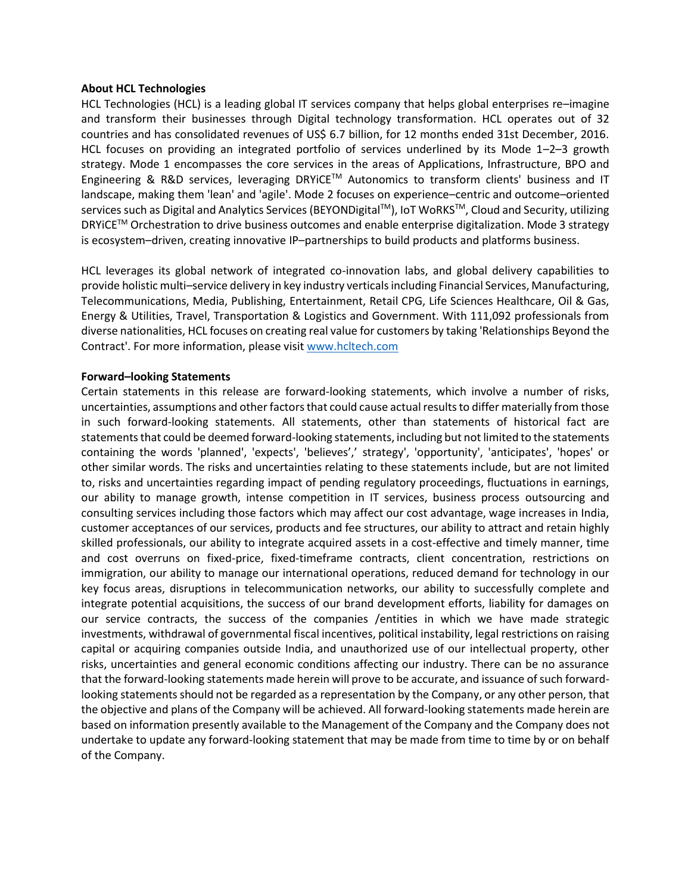**About HCL Technologies**

HCL Technologies (HCL) is a leading global IT services company that helps global enterprises re–imagine and transform their businesses through Digital technology transformation. HCL operates out of 32 countries and has consolidated revenues of US$ 6.7 billion, for 12 months ended 31st December, 2016. HCL focuses on providing an integrated portfolio of services underlined by its Mode 1–2–3 growth strategy. Mode 1 encompasses the core services in the areas of Applications, Infrastructure, BPO and Engineering & R&D services, leveraging DRYiCE™ Autonomics to transform clients' business and IT landscape, making them 'lean' and 'agile'. Mode 2 focuses on experience–centric and outcome–oriented services such as Digital and Analytics Services (BEYONDigital™), IoT WoRKS™, Cloud and Security, utilizing DRYiCE™ Orchestration to drive business outcomes and enable enterprise digitalization. Mode 3 strategy is ecosystem–driven, creating innovative IP–partnerships to build products and platforms business.

HCL leverages its global network of integrated co-innovation labs, and global delivery capabilities to provide holistic multi–service delivery in key industry verticals including Financial Services, Manufacturing, Telecommunications, Media, Publishing, Entertainment, Retail CPG, Life Sciences Healthcare, Oil & Gas, Energy & Utilities, Travel, Transportation & Logistics and Government. With 111,092 professionals from diverse nationalities, HCL focuses on creating real value for customers by taking 'Relationships Beyond the Contract'. For more information, please visit [www.hcltech.com](http://www.hcltech.com)

**Forward–looking Statements**

Certain statements in this release are forward-looking statements, which involve a number of risks, uncertainties, assumptions and other factors that could cause actual results to differ materially from those in such forward-looking statements. All statements, other than statements of historical fact are statements that could be deemed forward-looking statements, including but not limited to the statements containing the words 'planned', 'expects', 'believes',' strategy', 'opportunity', 'anticipates', 'hopes' or other similar words. The risks and uncertainties relating to these statements include, but are not limited to, risks and uncertainties regarding impact of pending regulatory proceedings, fluctuations in earnings, our ability to manage growth, intense competition in IT services, business process outsourcing and consulting services including those factors which may affect our cost advantage, wage increases in India, customer acceptances of our services, products and fee structures, our ability to attract and retain highly skilled professionals, our ability to integrate acquired assets in a cost-effective and timely manner, time and cost overruns on fixed-price, fixed-timeframe contracts, client concentration, restrictions on immigration, our ability to manage our international operations, reduced demand for technology in our key focus areas, disruptions in telecommunication networks, our ability to successfully complete and integrate potential acquisitions, the success of our brand development efforts, liability for damages on our service contracts, the success of the companies /entities in which we have made strategic investments, withdrawal of governmental fiscal incentives, political instability, legal restrictions on raising capital or acquiring companies outside India, and unauthorized use of our intellectual property, other risks, uncertainties and general economic conditions affecting our industry. There can be no assurance that the forward-looking statements made herein will prove to be accurate, and issuance of such forward-looking statements should not be regarded as a representation by the Company, or any other person, that the objective and plans of the Company will be achieved. All forward-looking statements made herein are based on information presently available to the Management of the Company and the Company does not undertake to update any forward-looking statement that may be made from time to time by or on behalf of the Company.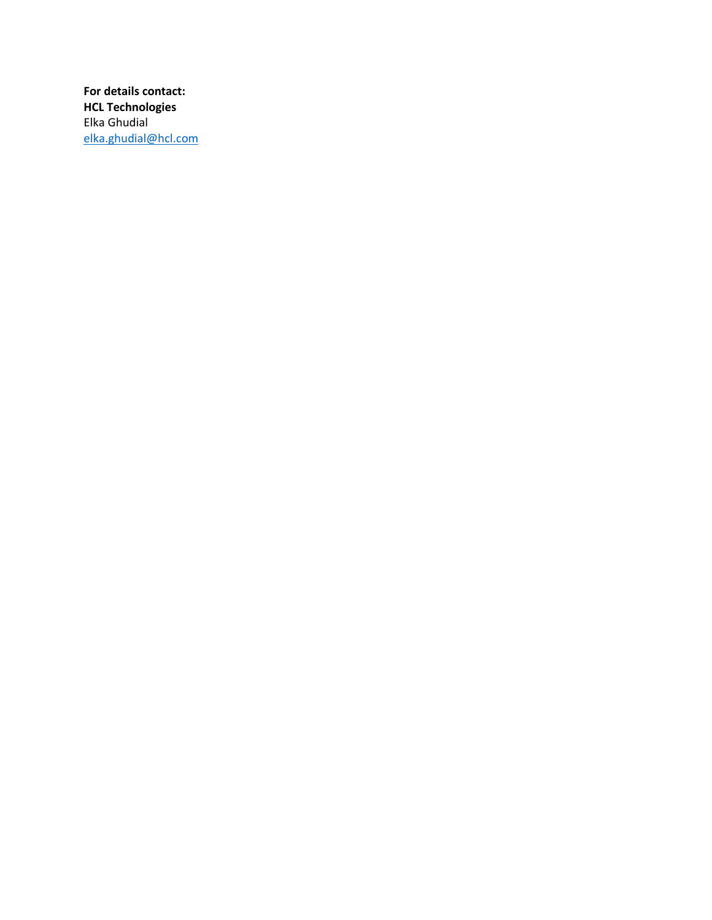**For details contact:**
**HCL Technologies**
Elka Ghudial
elka.ghudial@hcl.com